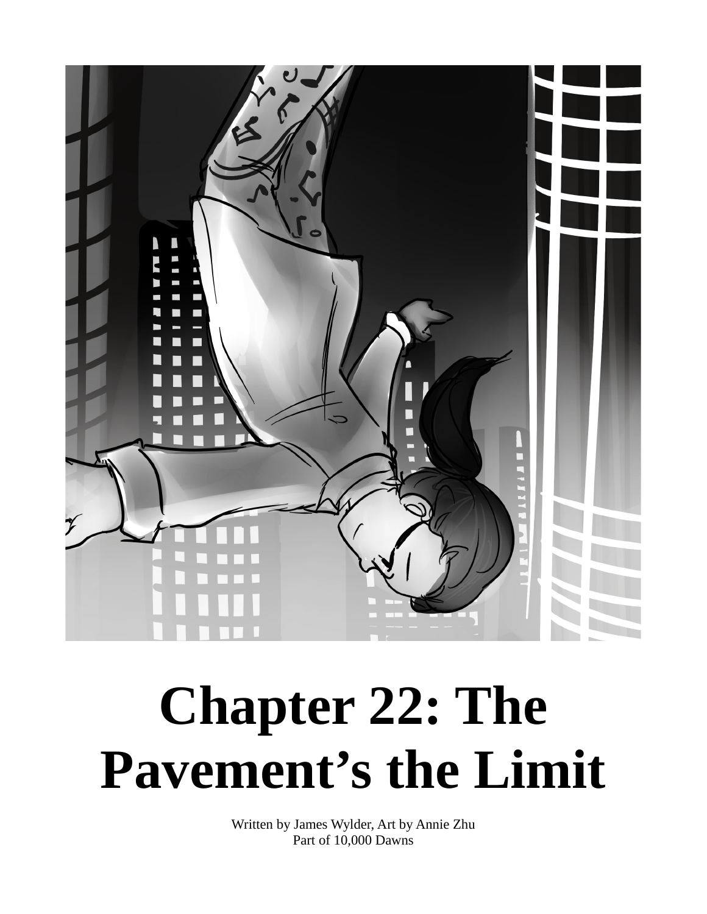# Chapter 22: The Pavement's the Limit

Written by James Wylder, Art by Annie Zhu
Part of 10,000 Dawns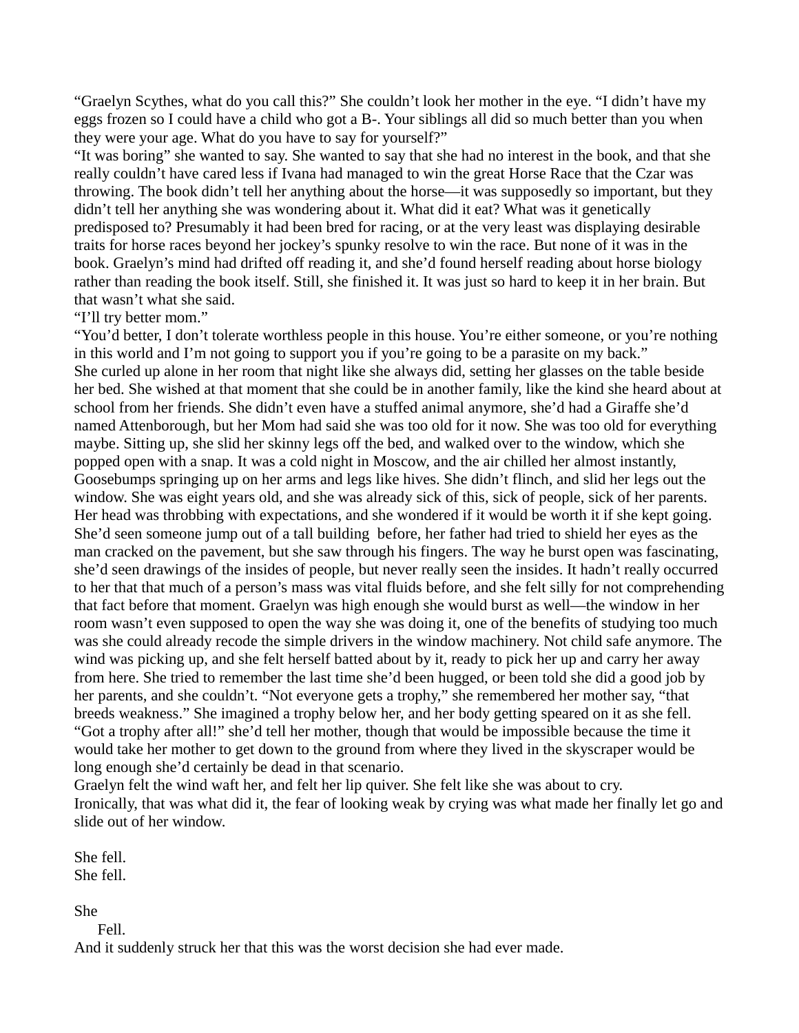"Graelyn Scythes, what do you call this?" She couldn't look her mother in the eye. "I didn't have my eggs frozen so I could have a child who got a B-. Your siblings all did so much better than you when they were your age. What do you have to say for yourself?"

"It was boring" she wanted to say. She wanted to say that she had no interest in the book, and that she really couldn't have cared less if Ivana had managed to win the great Horse Race that the Czar was throwing. The book didn't tell her anything about the horse—it was supposedly so important, but they didn't tell her anything she was wondering about it. What did it eat? What was it genetically predisposed to? Presumably it had been bred for racing, or at the very least was displaying desirable traits for horse races beyond her jockey's spunky resolve to win the race. But none of it was in the book. Graelyn's mind had drifted off reading it, and she'd found herself reading about horse biology rather than reading the book itself. Still, she finished it. It was just so hard to keep it in her brain. But that wasn't what she said.

"I'll try better mom."

"You'd better, I don't tolerate worthless people in this house. You're either someone, or you're nothing in this world and I'm not going to support you if you're going to be a parasite on my back."

She curled up alone in her room that night like she always did, setting her glasses on the table beside her bed. She wished at that moment that she could be in another family, like the kind she heard about at school from her friends. She didn't even have a stuffed animal anymore, she'd had a Giraffe she'd named Attenborough, but her Mom had said she was too old for it now. She was too old for everything maybe. Sitting up, she slid her skinny legs off the bed, and walked over to the window, which she popped open with a snap. It was a cold night in Moscow, and the air chilled her almost instantly, Goosebumps springing up on her arms and legs like hives. She didn't flinch, and slid her legs out the window. She was eight years old, and she was already sick of this, sick of people, sick of her parents. Her head was throbbing with expectations, and she wondered if it would be worth it if she kept going. She'd seen someone jump out of a tall building before, her father had tried to shield her eyes as the man cracked on the pavement, but she saw through his fingers. The way he burst open was fascinating, she'd seen drawings of the insides of people, but never really seen the insides. It hadn't really occurred to her that that much of a person's mass was vital fluids before, and she felt silly for not comprehending that fact before that moment. Graelyn was high enough she would burst as well—the window in her room wasn't even supposed to open the way she was doing it, one of the benefits of studying too much was she could already recode the simple drivers in the window machinery. Not child safe anymore. The wind was picking up, and she felt herself batted about by it, ready to pick her up and carry her away from here. She tried to remember the last time she'd been hugged, or been told she did a good job by her parents, and she couldn't. "Not everyone gets a trophy," she remembered her mother say, "that breeds weakness." She imagined a trophy below her, and her body getting speared on it as she fell. "Got a trophy after all!" she'd tell her mother, though that would be impossible because the time it would take her mother to get down to the ground from where they lived in the skyscraper would be long enough she'd certainly be dead in that scenario.

Graelyn felt the wind waft her, and felt her lip quiver. She felt like she was about to cry. Ironically, that was what did it, the fear of looking weak by crying was what made her finally let go and slide out of her window.

She fell.
She fell.

She
    Fell.

And it suddenly struck her that this was the worst decision she had ever made.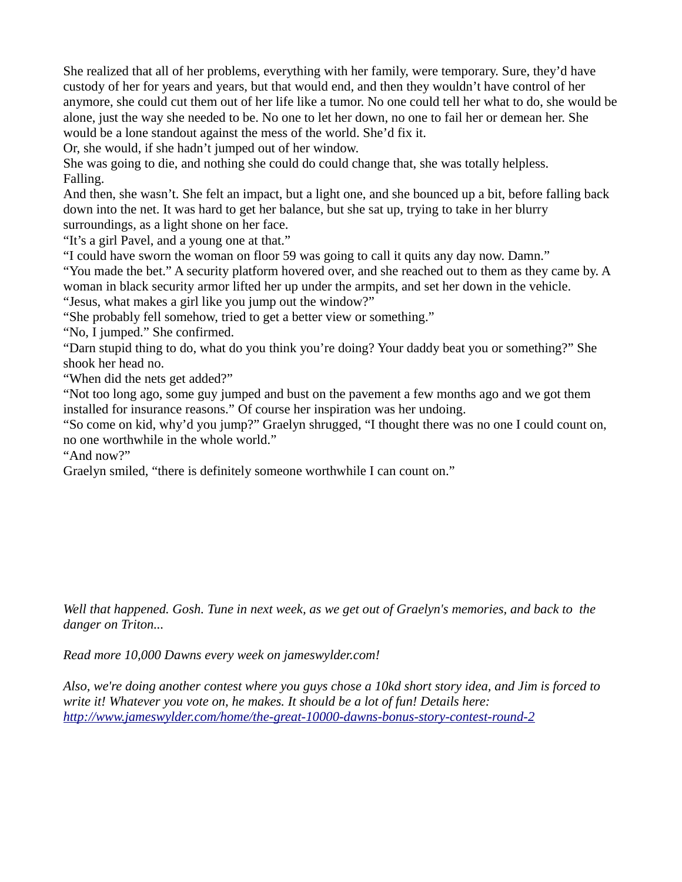She realized that all of her problems, everything with her family, were temporary. Sure, they'd have custody of her for years and years, but that would end, and then they wouldn't have control of her anymore, she could cut them out of her life like a tumor. No one could tell her what to do, she would be alone, just the way she needed to be. No one to let her down, no one to fail her or demean her. She would be a lone standout against the mess of the world. She'd fix it.

Or, she would, if she hadn't jumped out of her window.

She was going to die, and nothing she could do could change that, she was totally helpless.

Falling.

And then, she wasn't. She felt an impact, but a light one, and she bounced up a bit, before falling back down into the net. It was hard to get her balance, but she sat up, trying to take in her blurry surroundings, as a light shone on her face.

"It's a girl Pavel, and a young one at that."

"I could have sworn the woman on floor 59 was going to call it quits any day now. Damn."

"You made the bet." A security platform hovered over, and she reached out to them as they came by. A woman in black security armor lifted her up under the armpits, and set her down in the vehicle.

"Jesus, what makes a girl like you jump out the window?"

"She probably fell somehow, tried to get a better view or something."

"No, I jumped." She confirmed.

"Darn stupid thing to do, what do you think you're doing? Your daddy beat you or something?" She shook her head no.

"When did the nets get added?"

"Not too long ago, some guy jumped and bust on the pavement a few months ago and we got them installed for insurance reasons." Of course her inspiration was her undoing.

"So come on kid, why'd you jump?" Graelyn shrugged, "I thought there was no one I could count on, no one worthwhile in the whole world."

"And now?"

Graelyn smiled, "there is definitely someone worthwhile I can count on."

*Well that happened. Gosh. Tune in next week, as we get out of Graelyn's memories, and back to the danger on Triton...*

*Read more 10,000 Dawns every week on jameswylder.com!*

*Also, we're doing another contest where you guys chose a 10kd short story idea, and Jim is forced to write it! Whatever you vote on, he makes. It should be a lot of fun! Details here: [http://www.jameswylder.com/home/the-great-10000-dawns-bonus-story-contest-round-2](http://www.jameswylder.com/home/the-great-10000-dawns-bonus-story-contest-round-2)*